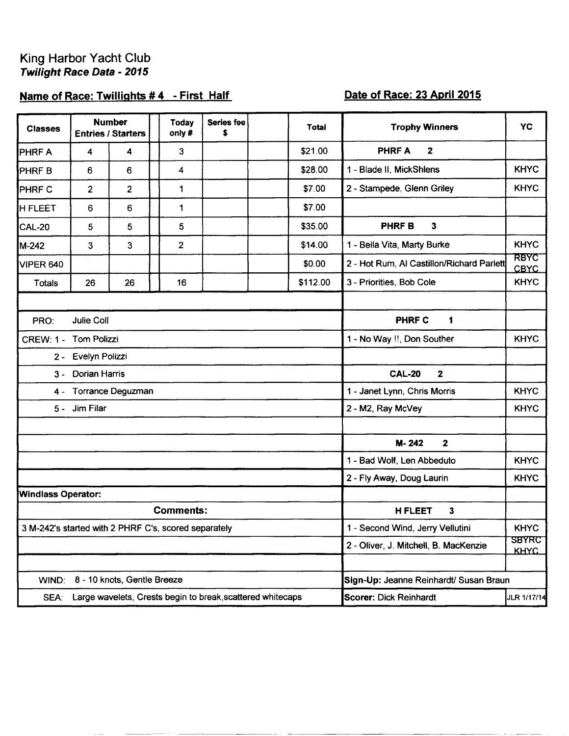King Harbor Yacht Club
***Twilight Race Data - 2015***

**Name of Race: Twillights # 4 - First Half** **Date of Race: 23 April 2015**

| Classes | Number Entries / Starters | | | Today only # | Series fee $ | | Total | Trophy Winners | YC |
|---|---|---|---|---|---|---|---|---|---|
| PHRF A | 4 | 4 | | 3 | | | $21.00 | **PHRF A 2** | |
| PHRF B | 6 | 6 | | 4 | | | $28.00 | 1 - Blade II, MickShlens | KHYC |
| PHRF C | 2 | 2 | | 1 | | | $7.00 | 2 - Stampede, Glenn Griley | KHYC |
| H FLEET | 6 | 6 | | 1 | | | $7.00 | | |
| CAL-20 | 5 | 5 | | 5 | | | $35.00 | **PHRF B 3** | |
| M-242 | 3 | 3 | | 2 | | | $14.00 | 1 - Bella Vita, Marty Burke | KHYC |
| VIPER 640 | | | | | | | $0.00 | 2 - Hot Rum, Al Castillon/Richard Parlett | RBYC CBYC |
| Totals | 26 | 26 | | 16 | | | $112.00 | 3 - Priorities, Bob Cole | KHYC |
| | | | | | | | | | |
| PRO: Julie Coll | | | | | | | | **PHRF C 1** | |
| CREW: 1 - Tom Polizzi | | | | | | | | 1 - No Way !!, Don Souther | KHYC |
| 2 - Evelyn Polizzi | | | | | | | | | |
| 3 - Dorian Harris | | | | | | | | **CAL-20 2** | |
| 4 - Torrance Deguzman | | | | | | | | 1 - Janet Lynn, Chris Morris | KHYC |
| 5 - Jim Filar | | | | | | | | 2 - M2, Ray McVey | KHYC |
| | | | | | | | | | |
| | | | | | | | | **M- 242 2** | |
| | | | | | | | | 1 - Bad Wolf, Len Abbeduto | KHYC |
| | | | | | | | | 2 - Fly Away, Doug Laurin | KHYC |
| **Windlass Operator:** | | | | | | | | | |
| **Comments:** | | | | | | | | **H FLEET 3** | |
| 3 M-242's started with 2 PHRF C's, scored separately | | | | | | | | 1 - Second Wind, Jerry Vellutini | KHYC |
| | | | | | | | | 2 - Oliver, J. Mitchell, B. MacKenzie | SBYRC KHYC |
| | | | | | | | | | |
| WIND: 8 - 10 knots, Gentle Breeze | | | | | | | | **Sign-Up:** Jeanne Reinhardt/ Susan Braun | |
| SEA: Large wavelets, Crests begin to break, scattered whitecaps | | | | | | | | **Scorer:** Dick Reinhardt | JLR 1/17/14 |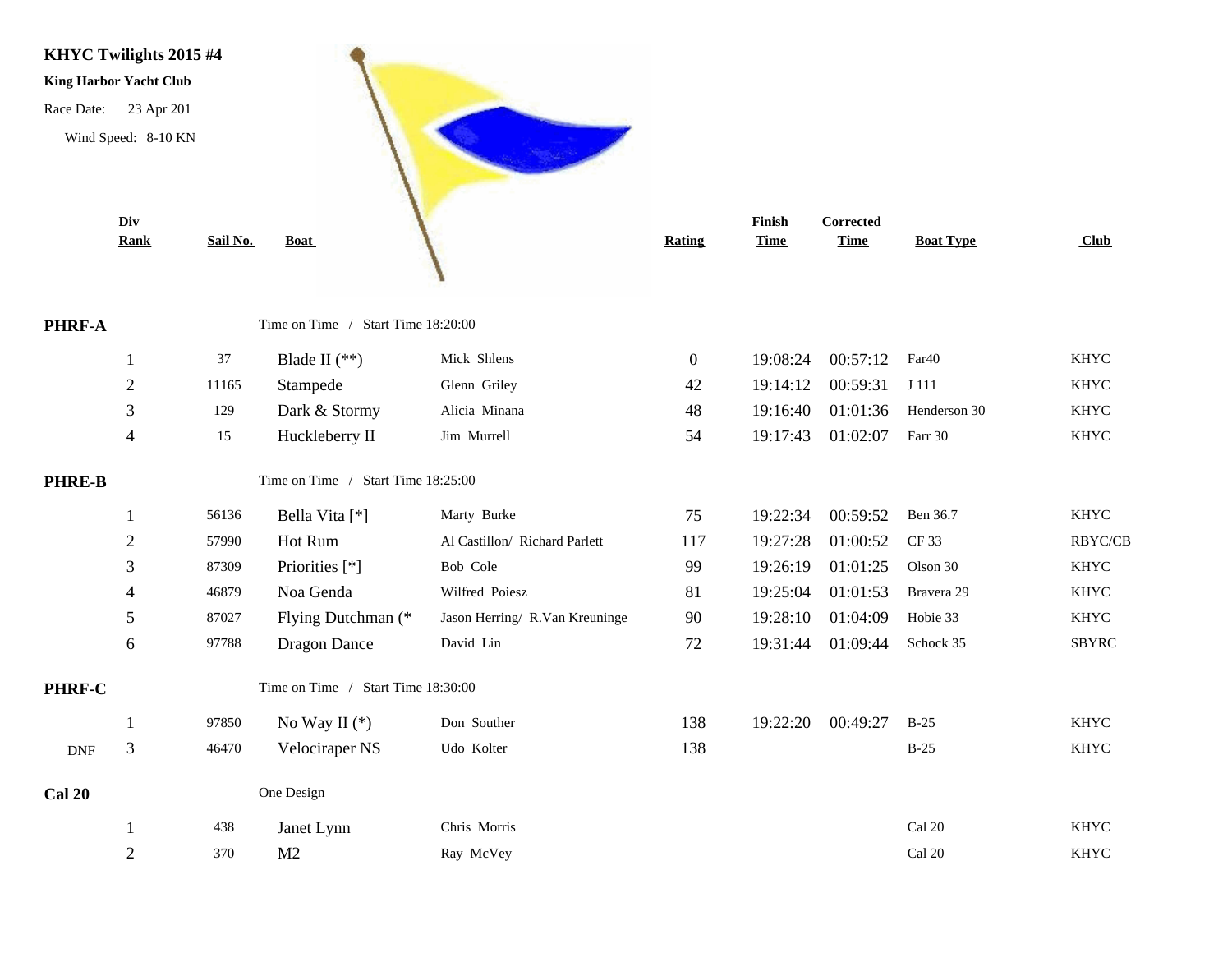**KHYC Twilights 2015 #4**

**King Harbor Yacht Club**

Race Date: 23 Apr 201

Wind Speed: 8-10 KN

| | Div Rank | Sail No. | Boat | | Rating | Finish Time | Corrected Time | Boat Type | Club |
|---|---|---|---|---|---|---|---|---|---|
| **PHRF-A** | | | Time on Time / Start Time 18:20:00 | | | | | | |
| | 1 | 37 | Blade II (**) | Mick Shlens | 0 | 19:08:24 | 00:57:12 | Far40 | KHYC |
| | 2 | 11165 | Stampede | Glenn Griley | 42 | 19:14:12 | 00:59:31 | J 111 | KHYC |
| | 3 | 129 | Dark & Stormy | Alicia Minana | 48 | 19:16:40 | 01:01:36 | Henderson 30 | KHYC |
| | 4 | 15 | Huckleberry II | Jim Murrell | 54 | 19:17:43 | 01:02:07 | Farr 30 | KHYC |
| **PHRE-B** | | | Time on Time / Start Time 18:25:00 | | | | | | |
| | 1 | 56136 | Bella Vita [*] | Marty Burke | 75 | 19:22:34 | 00:59:52 | Ben 36.7 | KHYC |
| | 2 | 57990 | Hot Rum | Al Castillon/ Richard Parlett | 117 | 19:27:28 | 01:00:52 | CF 33 | RBYC/CB |
| | 3 | 87309 | Priorities [*] | Bob Cole | 99 | 19:26:19 | 01:01:25 | Olson 30 | KHYC |
| | 4 | 46879 | Noa Genda | Wilfred Poiesz | 81 | 19:25:04 | 01:01:53 | Bravera 29 | KHYC |
| | 5 | 87027 | Flying Dutchman (* | Jason Herring/ R.Van Kreuninge | 90 | 19:28:10 | 01:04:09 | Hobie 33 | KHYC |
| | 6 | 97788 | Dragon Dance | David Lin | 72 | 19:31:44 | 01:09:44 | Schock 35 | SBYRC |
| **PHRF-C** | | | Time on Time / Start Time 18:30:00 | | | | | | |
| | 1 | 97850 | No Way II (*) | Don Souther | 138 | 19:22:20 | 00:49:27 | B-25 | KHYC |
| DNF | 3 | 46470 | Velociraper NS | Udo Kolter | 138 | | | B-25 | KHYC |
| **Cal 20** | | | One Design | | | | | | |
| | 1 | 438 | Janet Lynn | Chris Morris | | | | Cal 20 | KHYC |
| | 2 | 370 | M2 | Ray McVey | | | | Cal 20 | KHYC |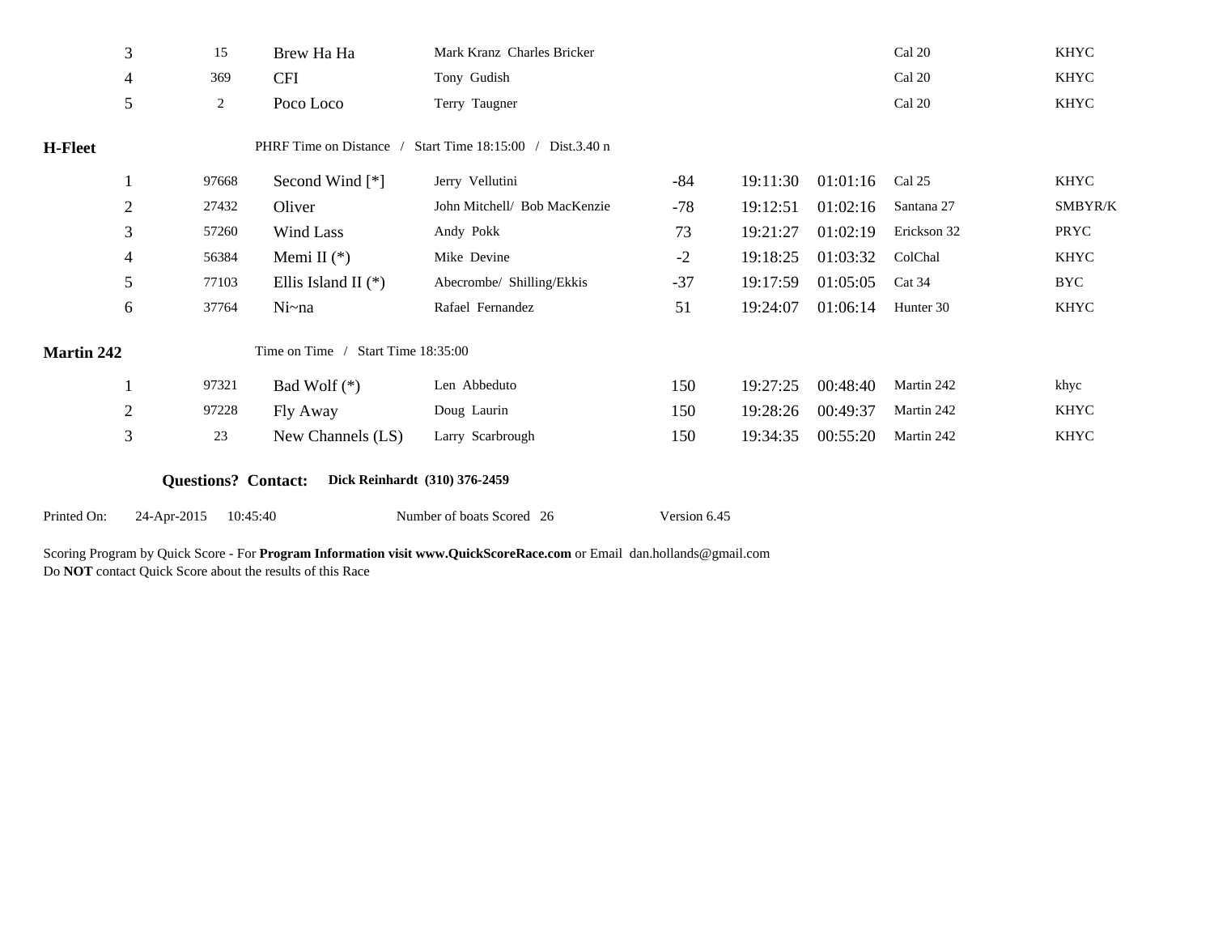| | | | | | | | | |
|---|---|---|---|---|---|---|---|---|
| 3 | 15 | Brew Ha Ha | Mark Kranz  Charles Bricker | | | | Cal 20 | KHYC |
| 4 | 369 | CFI | Tony  Gudish | | | | Cal 20 | KHYC |
| 5 | 2 | Poco Loco | Terry  Taugner | | | | Cal 20 | KHYC |

**H-Fleet**   PHRF Time on Distance  /  Start Time 18:15:00  /  Dist.3.40 n

| | | | | | | | | |
|---|---|---|---|---|---|---|---|---|
| 1 | 97668 | Second Wind [*] | Jerry  Vellutini | -84 | 19:11:30 | 01:01:16 | Cal 25 | KHYC |
| 2 | 27432 | Oliver | John Mitchell/  Bob MacKenzie | -78 | 19:12:51 | 01:02:16 | Santana 27 | SMBYR/K |
| 3 | 57260 | Wind Lass | Andy  Pokk | 73 | 19:21:27 | 01:02:19 | Erickson 32 | PRYC |
| 4 | 56384 | Memi II (*) | Mike  Devine | -2 | 19:18:25 | 01:03:32 | ColChal | KHYC |
| 5 | 77103 | Ellis Island II (*) | Abecrombe/  Shilling/Ekkis | -37 | 19:17:59 | 01:05:05 | Cat 34 | BYC |
| 6 | 37764 | Ni~na | Rafael  Fernandez | 51 | 19:24:07 | 01:06:14 | Hunter 30 | KHYC |

**Martin 242**   Time on Time  /  Start Time 18:35:00

| | | | | | | | | |
|---|---|---|---|---|---|---|---|---|
| 1 | 97321 | Bad Wolf (*) | Len  Abbeduto | 150 | 19:27:25 | 00:48:40 | Martin 242 | khyc |
| 2 | 97228 | Fly Away | Doug  Laurin | 150 | 19:28:26 | 00:49:37 | Martin 242 | KHYC |
| 3 | 23 | New Channels (LS) | Larry  Scarbrough | 150 | 19:34:35 | 00:55:20 | Martin 242 | KHYC |

**Questions?  Contact:**   **Dick Reinhardt  (310) 376-2459**

Printed On:   24-Apr-2015   10:45:40   Number of boats Scored  26   Version 6.45

Scoring Program by Quick Score - For **Program Information visit www.QuickScoreRace.com** or Email  dan.hollands@gmail.com
Do **NOT** contact Quick Score about the results of this Race